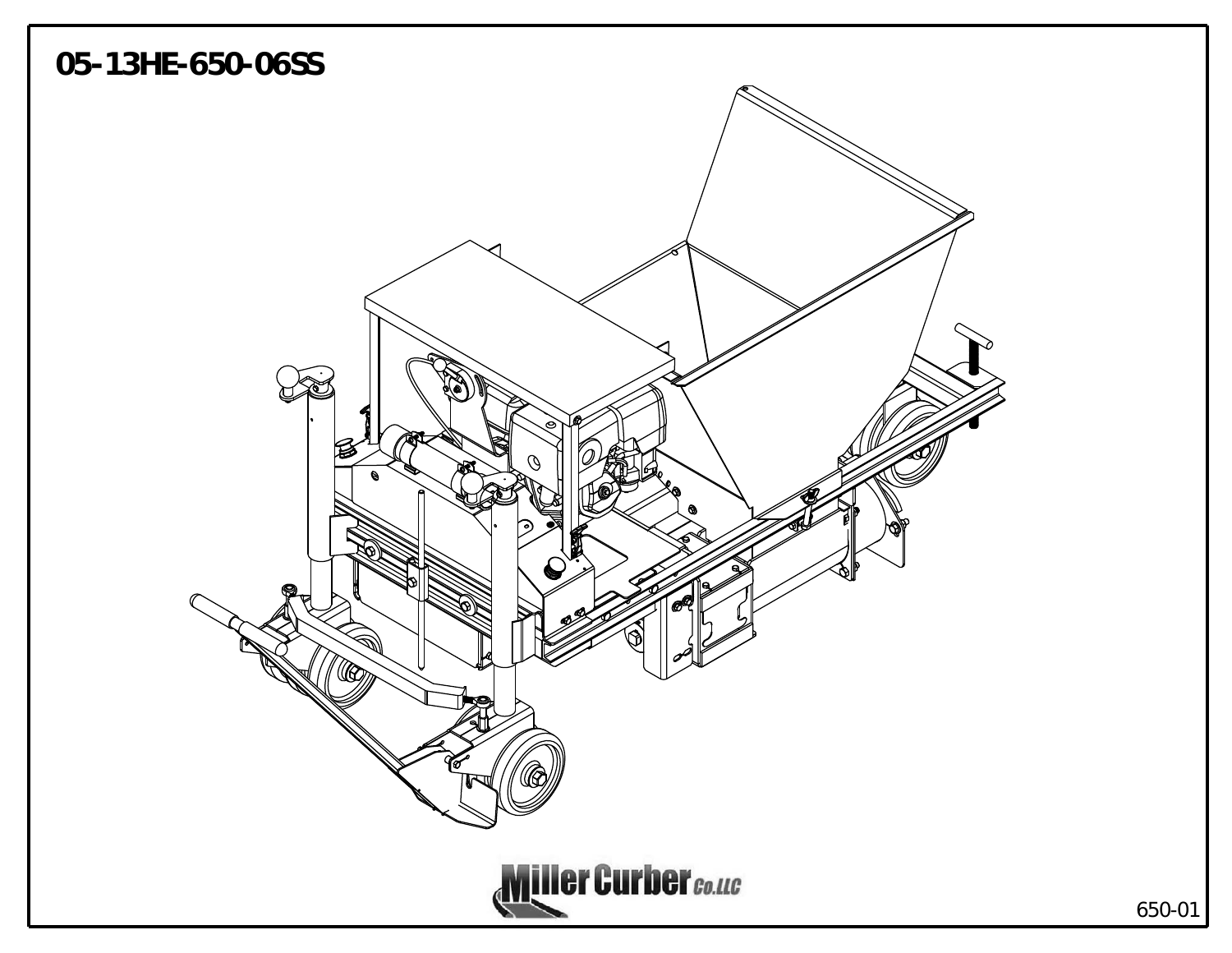# 05-13HE-650-06SS

Miller Curber Co.LLC

650-01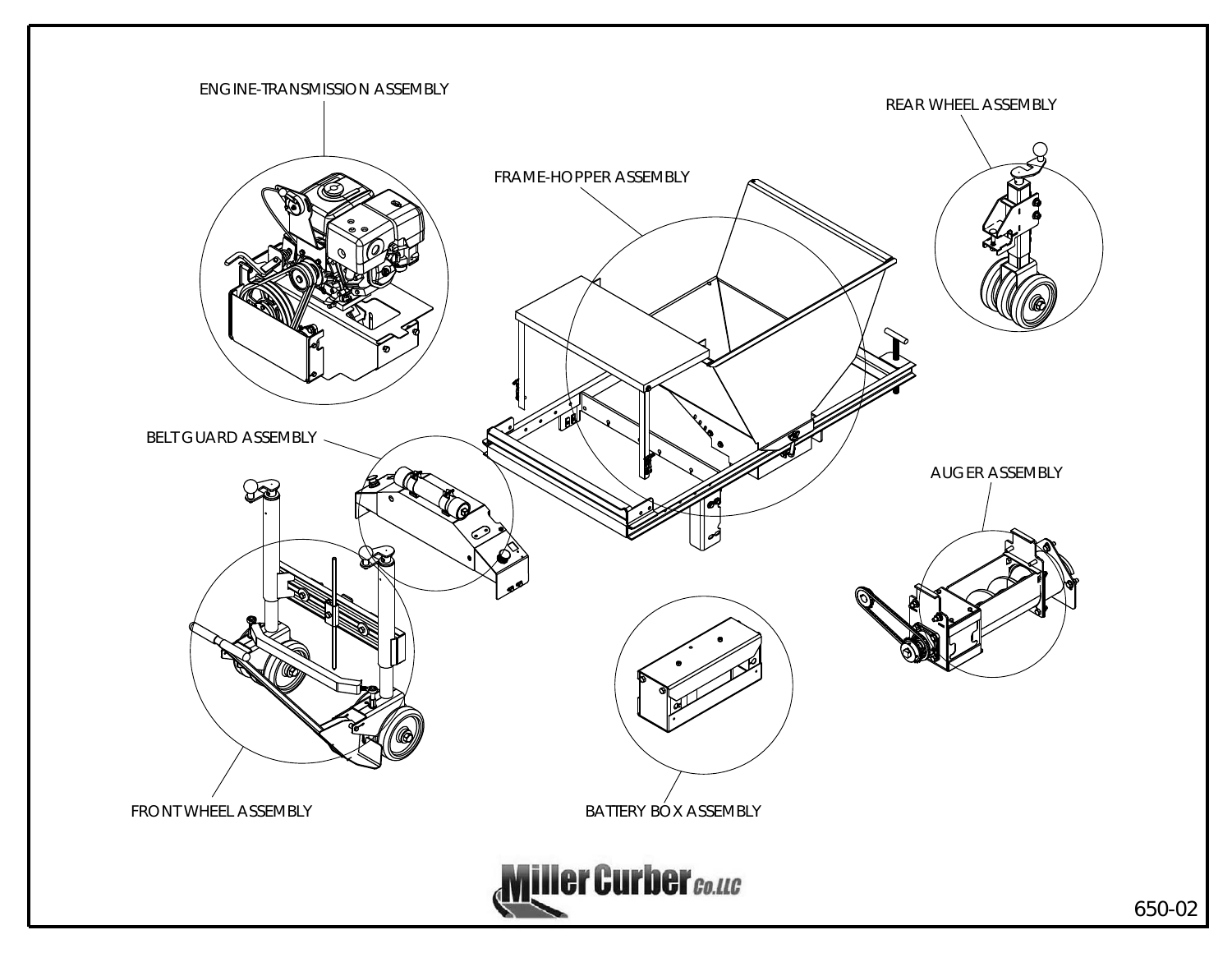ENGINE-TRANSMISSION ASSEMBLY

REAR WHEEL ASSEMBLY

FRAME-HOPPER ASSEMBLY

BELT GUARD ASSEMBLY

AUGER ASSEMBLY

FRONT WHEEL ASSEMBLY

BATTERY BOX ASSEMBLY

Miller Curber Co.LLC

650-02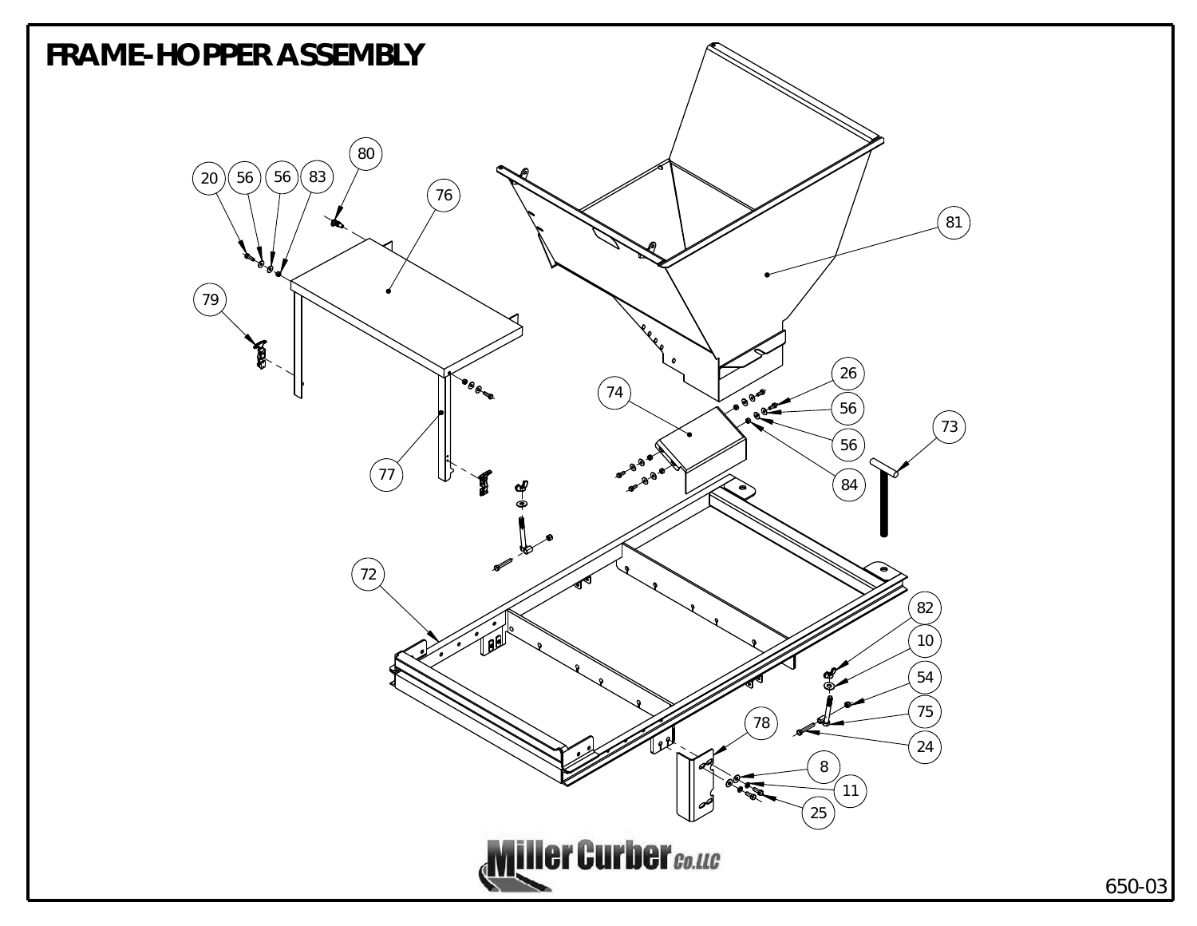# FRAME-HOPPER ASSEMBLY

20 56 56 83 80 76 81 79 26 74 56 56 73 84 77 72 82 10 54 75 24 78 8 11 25

Miller Curber Co.LLC

650-03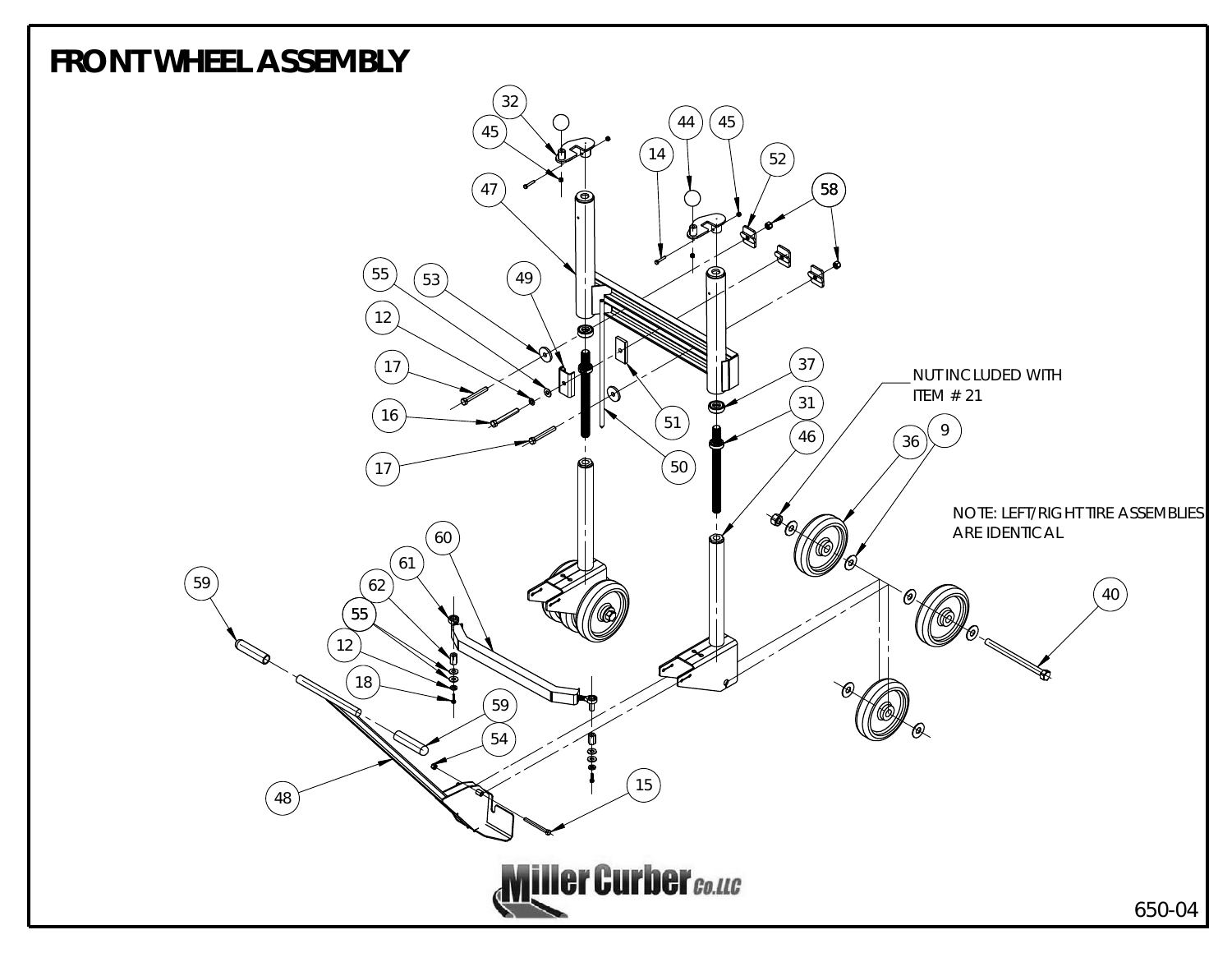# FRONT WHEEL ASSEMBLY

NUT INCLUDED WITH ITEM # 21

NOTE: LEFT/RIGHT TIRE ASSEMBLIES ARE IDENTICAL

650-04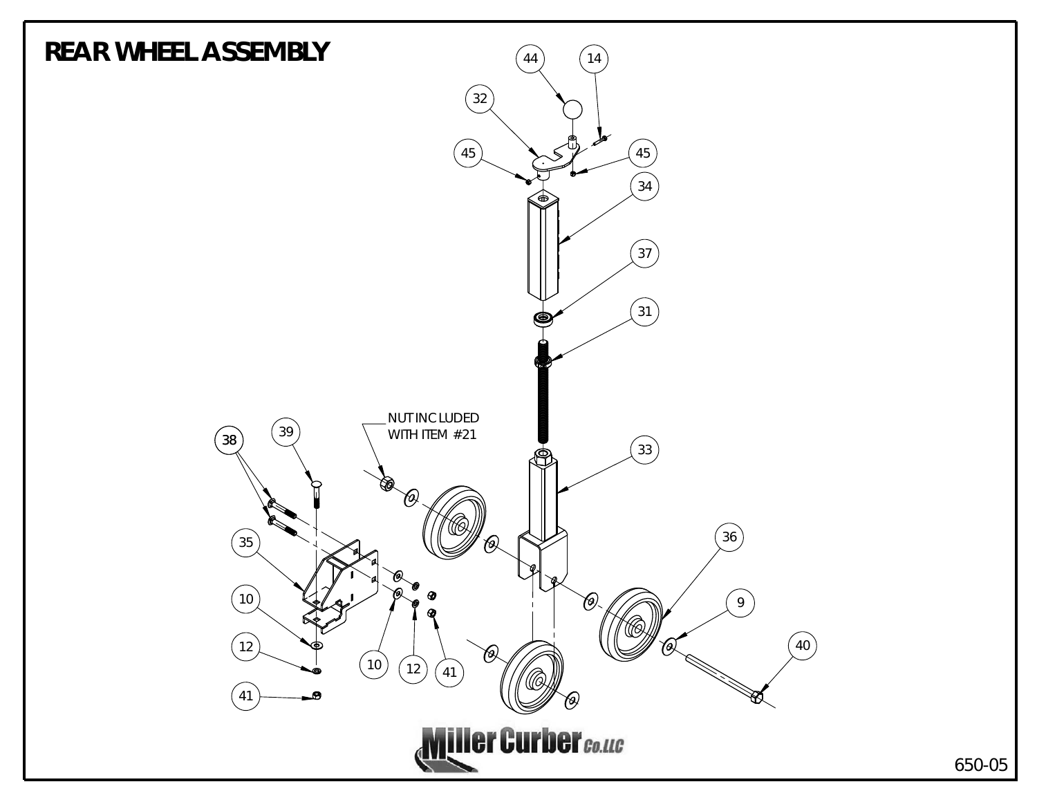# REAR WHEEL ASSEMBLY

NUT INCLUDED WITH ITEM #21

44 14 32 45 45 34 37 31 33 38 39 35 10 12 41 10 12 41 36 9 40

650-05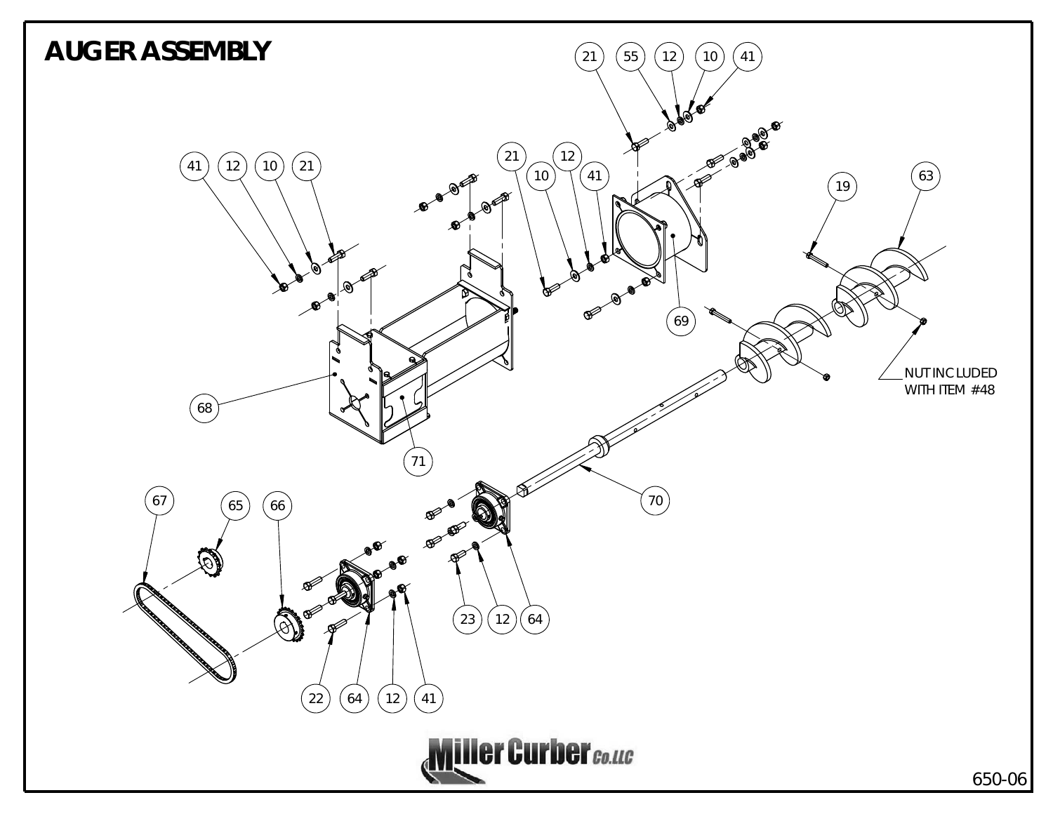# AUGER ASSEMBLY

21 55 12 10 41

41 12 10 21

21 12 10 41

19 63

69

68

71

NUT INCLUDED WITH ITEM #48

70

67 65 66

23 12 64

22 64 12 41

650-06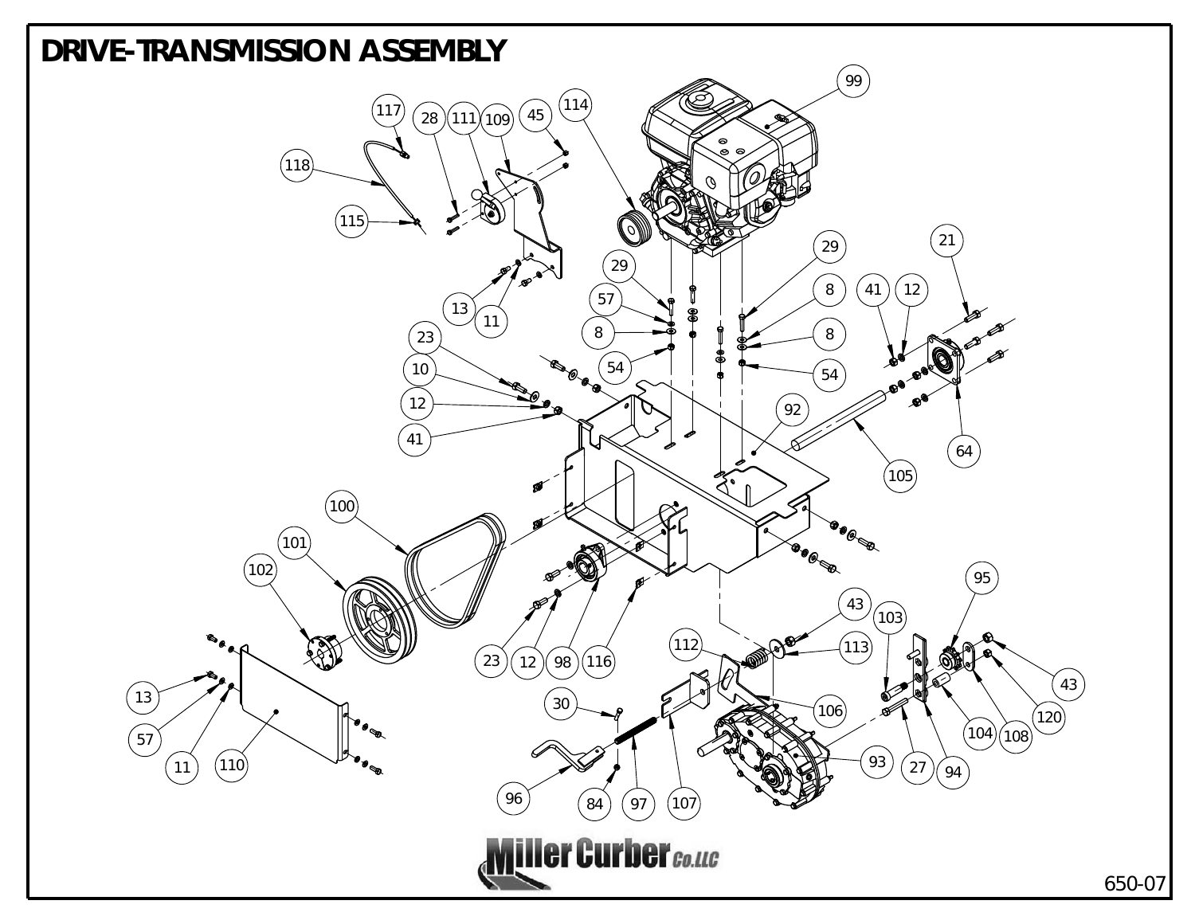# DRIVE-TRANSMISSION ASSEMBLY

117 28 111 109 45 114 99

118

115

29 29 21

57 8 41 12

13 11 8 8

23 54 54

10 92

12 64

41 105

100

101

102 95

43 103

112 113 43

23 12 98 116

13 30 106 120

57 104 108

11 110 93 27 94

96 84 97 107

Miller Curber Co.LLC

650-07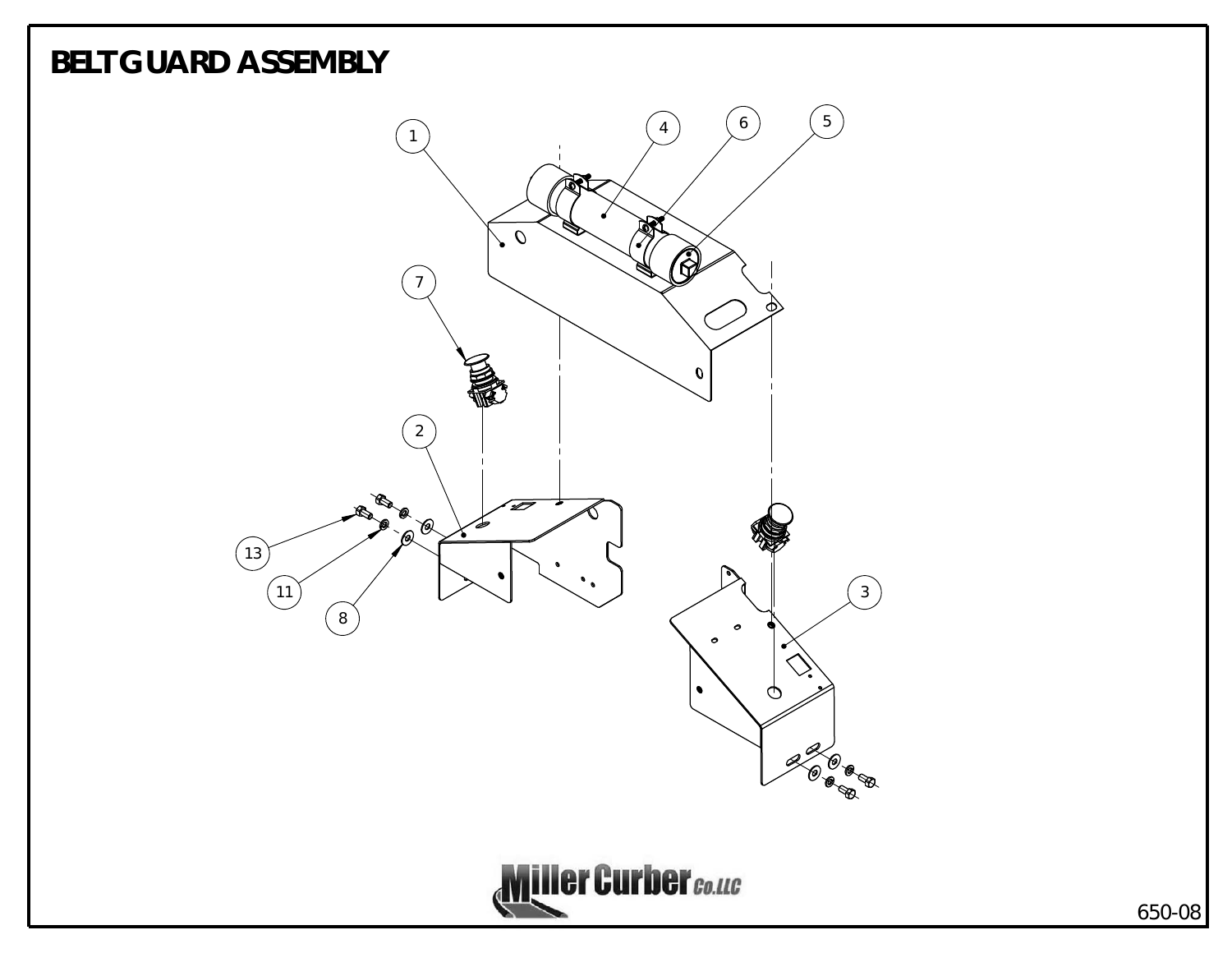# BELT GUARD ASSEMBLY

1

4

6

5

7

2

13

11

8

3

Miller Curber Co.LLC

650-08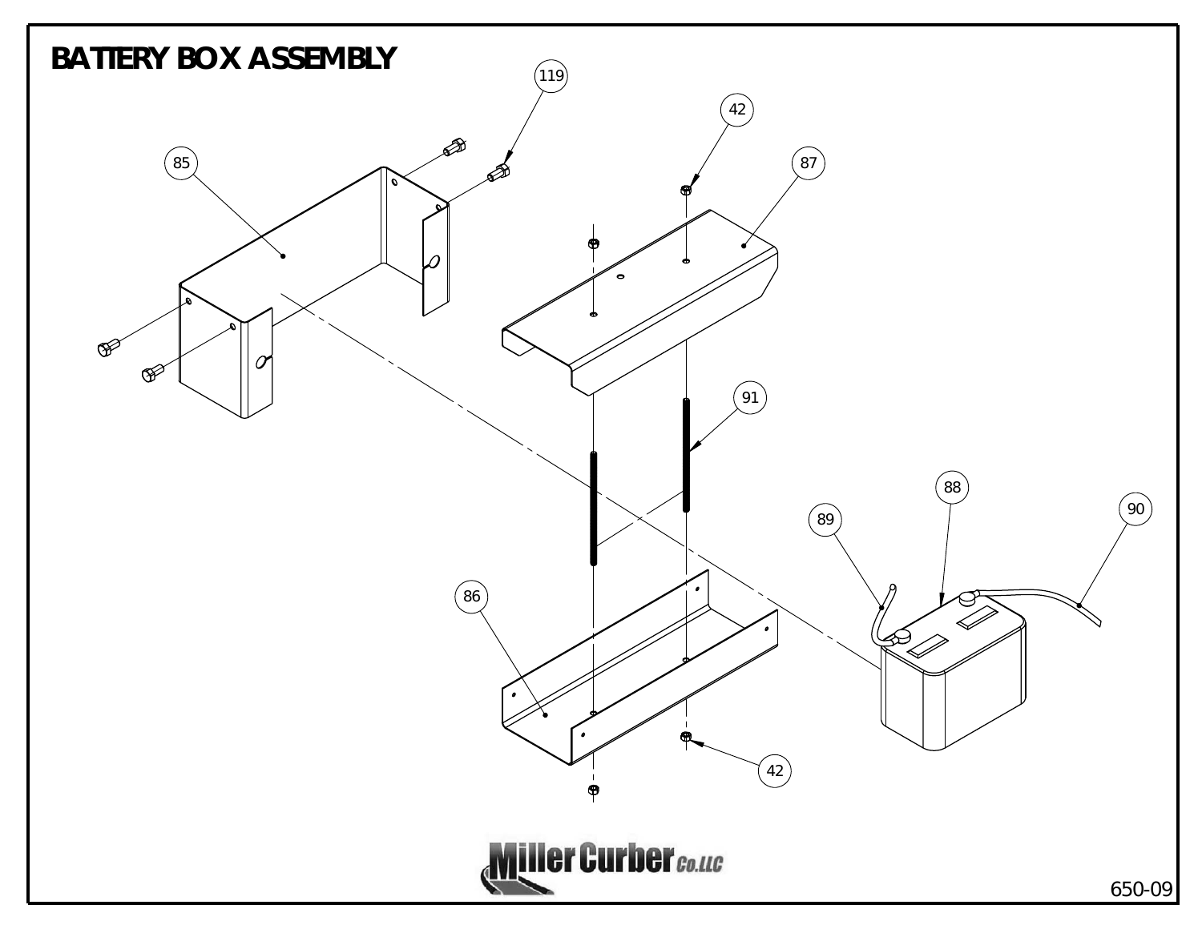# BATTERY BOX ASSEMBLY

119

42

85

87

91

88

89

90

86

42

Miller Curber Co.LLC

650-09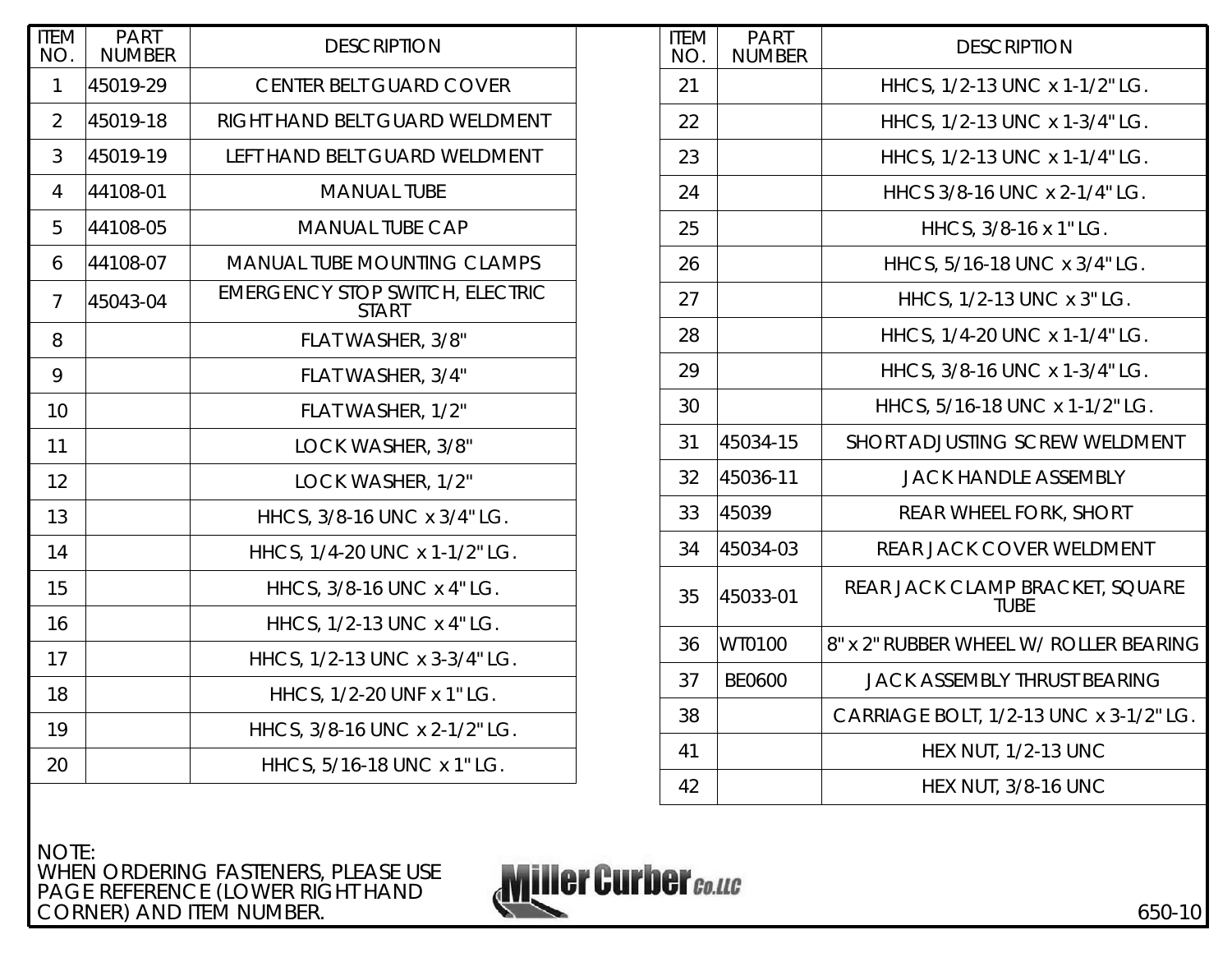| ITEM NO. | PART NUMBER | DESCRIPTION |
|---|---|---|
| 1 | 45019-29 | CENTER BELT GUARD COVER |
| 2 | 45019-18 | RIGHT HAND BELT GUARD WELDMENT |
| 3 | 45019-19 | LEFT HAND BELT GUARD WELDMENT |
| 4 | 44108-01 | MANUAL TUBE |
| 5 | 44108-05 | MANUAL TUBE CAP |
| 6 | 44108-07 | MANUAL TUBE MOUNTING CLAMPS |
| 7 | 45043-04 | EMERGENCY STOP SWITCH, ELECTRIC START |
| 8 | | FLAT WASHER, 3/8" |
| 9 | | FLAT WASHER, 3/4" |
| 10 | | FLAT WASHER, 1/2" |
| 11 | | LOCK WASHER, 3/8" |
| 12 | | LOCK WASHER, 1/2" |
| 13 | | HHCS, 3/8-16 UNC x 3/4" LG. |
| 14 | | HHCS, 1/4-20 UNC x 1-1/2" LG. |
| 15 | | HHCS, 3/8-16 UNC x 4" LG. |
| 16 | | HHCS, 1/2-13 UNC x 4" LG. |
| 17 | | HHCS, 1/2-13 UNC x 3-3/4" LG. |
| 18 | | HHCS, 1/2-20 UNF x 1" LG. |
| 19 | | HHCS, 3/8-16 UNC x 2-1/2" LG. |
| 20 | | HHCS, 5/16-18 UNC x 1" LG. |

| ITEM NO. | PART NUMBER | DESCRIPTION |
|---|---|---|
| 21 | | HHCS, 1/2-13 UNC x 1-1/2" LG. |
| 22 | | HHCS, 1/2-13 UNC x 1-3/4" LG. |
| 23 | | HHCS, 1/2-13 UNC x 1-1/4" LG. |
| 24 | | HHCS 3/8-16 UNC x 2-1/4" LG. |
| 25 | | HHCS, 3/8-16 x 1" LG. |
| 26 | | HHCS, 5/16-18 UNC x 3/4" LG. |
| 27 | | HHCS, 1/2-13 UNC x 3" LG. |
| 28 | | HHCS, 1/4-20 UNC x 1-1/4" LG. |
| 29 | | HHCS, 3/8-16 UNC x 1-3/4" LG. |
| 30 | | HHCS, 5/16-18 UNC x 1-1/2" LG. |
| 31 | 45034-15 | SHORT ADJUSTING SCREW WELDMENT |
| 32 | 45036-11 | JACK HANDLE ASSEMBLY |
| 33 | 45039 | REAR WHEEL FORK, SHORT |
| 34 | 45034-03 | REAR JACK COVER WELDMENT |
| 35 | 45033-01 | REAR JACK CLAMP BRACKET, SQUARE TUBE |
| 36 | WT0100 | 8" x 2" RUBBER WHEEL W/ ROLLER BEARING |
| 37 | BE0600 | JACK ASSEMBLY THRUST BEARING |
| 38 | | CARRIAGE BOLT, 1/2-13 UNC x 3-1/2" LG. |
| 41 | | HEX NUT, 1/2-13 UNC |
| 42 | | HEX NUT, 3/8-16 UNC |

NOTE:
WHEN ORDERING FASTENERS, PLEASE USE PAGE REFERENCE (LOWER RIGHT HAND CORNER) AND ITEM NUMBER.

Miller Curber Co. LLC

650-10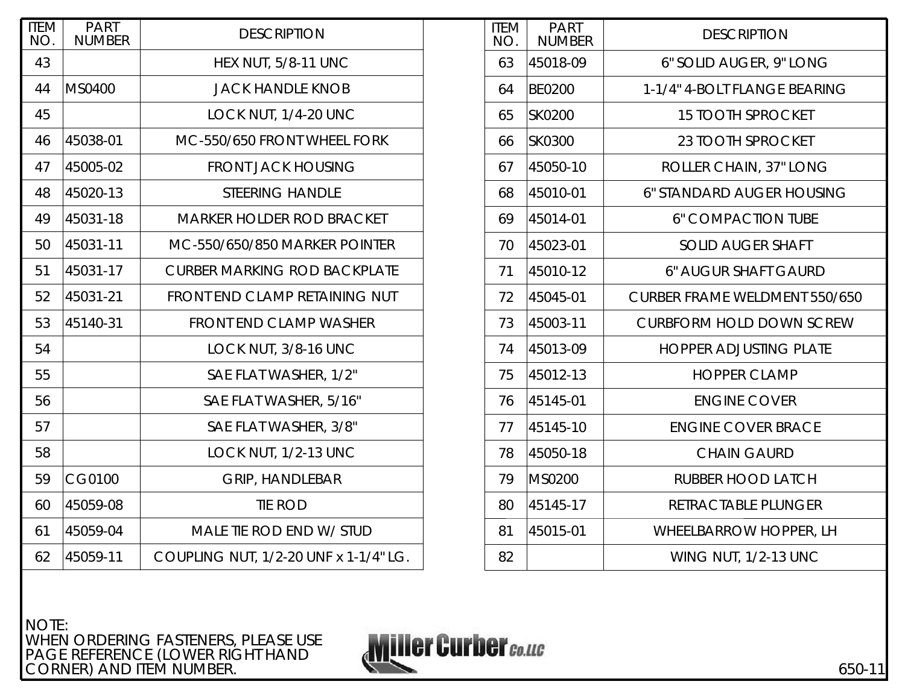| ITEM NO. | PART NUMBER | DESCRIPTION |
|---|---|---|
| 43 | | HEX NUT, 5/8-11 UNC |
| 44 | MS0400 | JACK HANDLE KNOB |
| 45 | | LOCK NUT, 1/4-20 UNC |
| 46 | 45038-01 | MC-550/650 FRONT WHEEL FORK |
| 47 | 45005-02 | FRONT JACK HOUSING |
| 48 | 45020-13 | STEERING HANDLE |
| 49 | 45031-18 | MARKER HOLDER ROD BRACKET |
| 50 | 45031-11 | MC-550/650/850 MARKER POINTER |
| 51 | 45031-17 | CURBER MARKING ROD BACKPLATE |
| 52 | 45031-21 | FRONT END CLAMP RETAINING NUT |
| 53 | 45140-31 | FRONT END CLAMP WASHER |
| 54 | | LOCK NUT, 3/8-16 UNC |
| 55 | | SAE FLAT WASHER, 1/2" |
| 56 | | SAE FLAT WASHER, 5/16" |
| 57 | | SAE FLAT WASHER, 3/8" |
| 58 | | LOCK NUT, 1/2-13 UNC |
| 59 | CG0100 | GRIP, HANDLEBAR |
| 60 | 45059-08 | TIE ROD |
| 61 | 45059-04 | MALE TIE ROD END W/ STUD |
| 62 | 45059-11 | COUPLING NUT, 1/2-20 UNF x 1-1/4" LG. |
| 63 | 45018-09 | 6" SOLID AUGER, 9" LONG |
| 64 | BE0200 | 1-1/4" 4-BOLT FLANGE BEARING |
| 65 | SK0200 | 15 TOOTH SPROCKET |
| 66 | SK0300 | 23 TOOTH SPROCKET |
| 67 | 45050-10 | ROLLER CHAIN, 37" LONG |
| 68 | 45010-01 | 6" STANDARD AUGER HOUSING |
| 69 | 45014-01 | 6" COMPACTION TUBE |
| 70 | 45023-01 | SOLID AUGER SHAFT |
| 71 | 45010-12 | 6" AUGUR SHAFT GAURD |
| 72 | 45045-01 | CURBER FRAME WELDMENT 550/650 |
| 73 | 45003-11 | CURBFORM HOLD DOWN SCREW |
| 74 | 45013-09 | HOPPER ADJUSTING PLATE |
| 75 | 45012-13 | HOPPER CLAMP |
| 76 | 45145-01 | ENGINE COVER |
| 77 | 45145-10 | ENGINE COVER BRACE |
| 78 | 45050-18 | CHAIN GAURD |
| 79 | MS0200 | RUBBER HOOD LATCH |
| 80 | 45145-17 | RETRACTABLE PLUNGER |
| 81 | 45015-01 | WHEELBARROW HOPPER, LH |
| 82 | | WING NUT, 1/2-13 UNC |

NOTE:
WHEN ORDERING FASTENERS, PLEASE USE PAGE REFERENCE (LOWER RIGHT HAND CORNER) AND ITEM NUMBER.

Miller Curber Co.LLC

650-11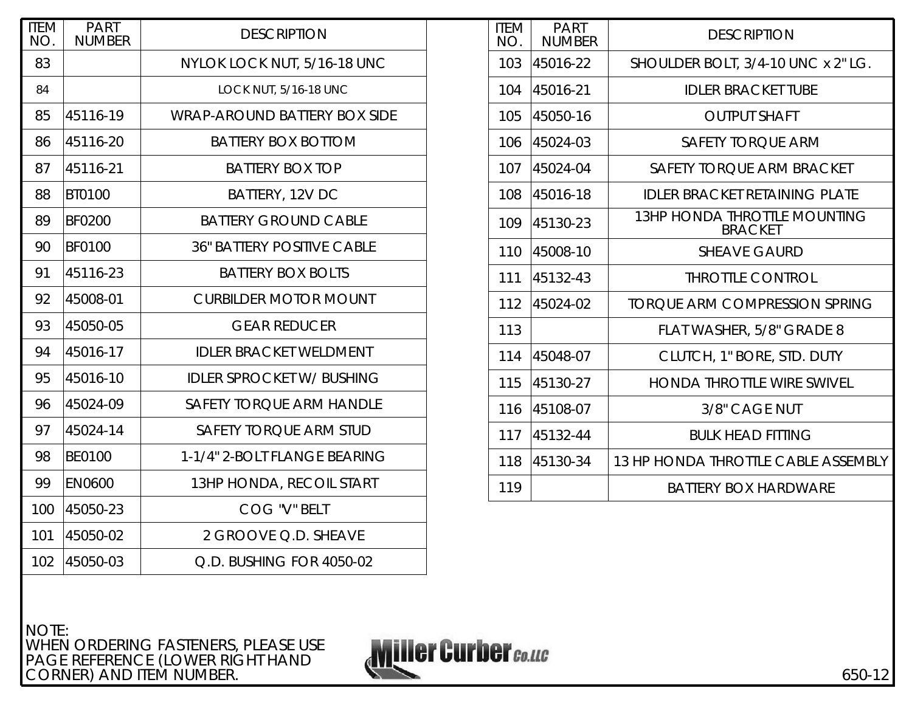| ITEM NO. | PART NUMBER | DESCRIPTION |
|---|---|---|
| 83 | | NYLOK LOCK NUT, 5/16-18 UNC |
| 84 | | LOCK NUT, 5/16-18 UNC |
| 85 | 45116-19 | WRAP-AROUND BATTERY BOX SIDE |
| 86 | 45116-20 | BATTERY BOX BOTTOM |
| 87 | 45116-21 | BATTERY BOX TOP |
| 88 | BT0100 | BATTERY, 12V DC |
| 89 | BF0200 | BATTERY GROUND CABLE |
| 90 | BF0100 | 36" BATTERY POSITIVE CABLE |
| 91 | 45116-23 | BATTERY BOX BOLTS |
| 92 | 45008-01 | CURBILDER MOTOR MOUNT |
| 93 | 45050-05 | GEAR REDUCER |
| 94 | 45016-17 | IDLER BRACKET WELDMENT |
| 95 | 45016-10 | IDLER SPROCKET W/ BUSHING |
| 96 | 45024-09 | SAFETY TORQUE ARM HANDLE |
| 97 | 45024-14 | SAFETY TORQUE ARM STUD |
| 98 | BE0100 | 1-1/4" 2-BOLT FLANGE BEARING |
| 99 | EN0600 | 13HP HONDA, RECOIL START |
| 100 | 45050-23 | COG "V" BELT |
| 101 | 45050-02 | 2 GROOVE Q.D. SHEAVE |
| 102 | 45050-03 | Q.D. BUSHING FOR 4050-02 |
| 103 | 45016-22 | SHOULDER BOLT, 3/4-10 UNC x 2" LG. |
| 104 | 45016-21 | IDLER BRACKET TUBE |
| 105 | 45050-16 | OUTPUT SHAFT |
| 106 | 45024-03 | SAFETY TORQUE ARM |
| 107 | 45024-04 | SAFETY TORQUE ARM BRACKET |
| 108 | 45016-18 | IDLER BRACKET RETAINING PLATE |
| 109 | 45130-23 | 13HP HONDA THROTTLE MOUNTING BRACKET |
| 110 | 45008-10 | SHEAVE GAURD |
| 111 | 45132-43 | THROTTLE CONTROL |
| 112 | 45024-02 | TORQUE ARM COMPRESSION SPRING |
| 113 | | FLAT WASHER, 5/8" GRADE 8 |
| 114 | 45048-07 | CLUTCH, 1" BORE, STD. DUTY |
| 115 | 45130-27 | HONDA THROTTLE WIRE SWIVEL |
| 116 | 45108-07 | 3/8" CAGE NUT |
| 117 | 45132-44 | BULK HEAD FITTING |
| 118 | 45130-34 | 13 HP HONDA THROTTLE CABLE ASSEMBLY |
| 119 | | BATTERY BOX HARDWARE |

NOTE:
WHEN ORDERING FASTENERS, PLEASE USE PAGE REFERENCE (LOWER RIGHT HAND CORNER) AND ITEM NUMBER.

Miller Curber Co.LLC

650-12